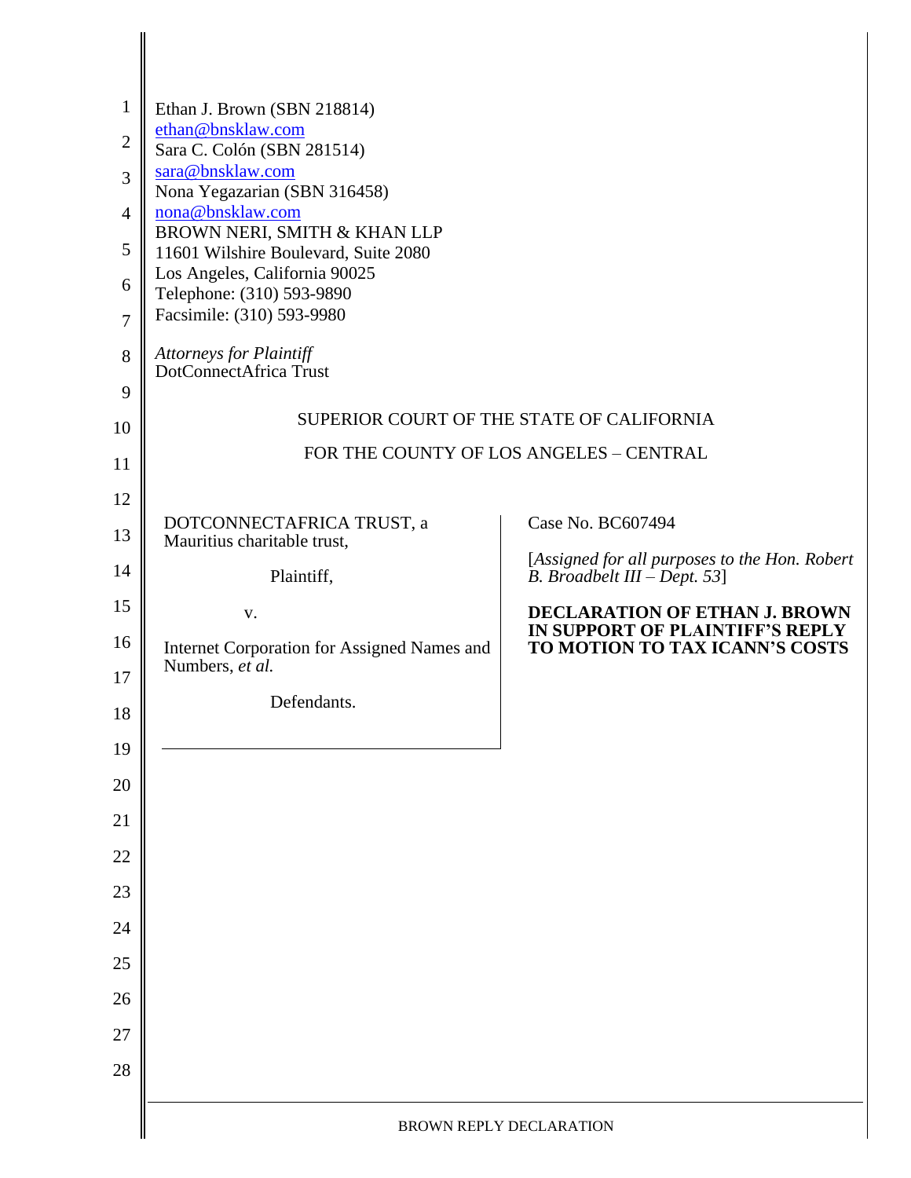Ethan J. Brown (SBN 218814)
ethan@bnsklaw.com
Sara C. Colón (SBN 281514)
sara@bnsklaw.com
Nona Yegazarian (SBN 316458)
nona@bnsklaw.com
BROWN NERI, SMITH & KHAN LLP
11601 Wilshire Boulevard, Suite 2080
Los Angeles, California 90025
Telephone: (310) 593-9890
Facsimile: (310) 593-9980

*Attorneys for Plaintiff*
DotConnectAfrica Trust

SUPERIOR COURT OF THE STATE OF CALIFORNIA

FOR THE COUNTY OF LOS ANGELES – CENTRAL

DOTCONNECTAFRICA TRUST, a Mauritius charitable trust,

Plaintiff,

v.

Internet Corporation for Assigned Names and Numbers, *et al.*

Defendants.

Case No. BC607494

[*Assigned for all purposes to the Hon. Robert B. Broadbelt III – Dept. 53*]

**DECLARATION OF ETHAN J. BROWN IN SUPPORT OF PLAINTIFF'S REPLY TO MOTION TO TAX ICANN'S COSTS**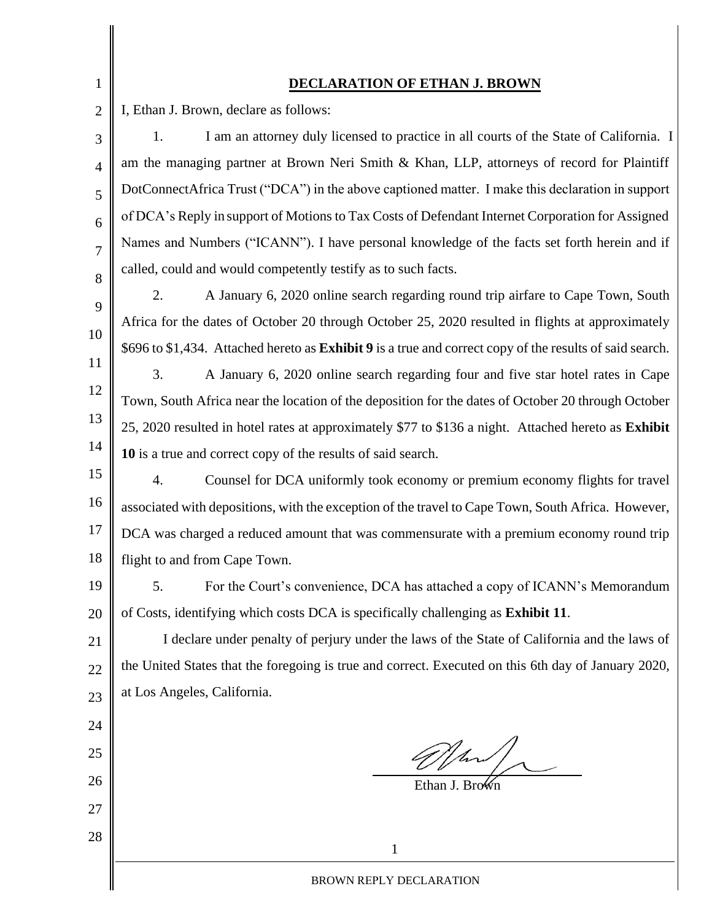# DECLARATION OF ETHAN J. BROWN

I, Ethan J. Brown, declare as follows:

1. I am an attorney duly licensed to practice in all courts of the State of California. I am the managing partner at Brown Neri Smith & Khan, LLP, attorneys of record for Plaintiff DotConnectAfrica Trust ("DCA") in the above captioned matter. I make this declaration in support of DCA's Reply in support of Motions to Tax Costs of Defendant Internet Corporation for Assigned Names and Numbers ("ICANN"). I have personal knowledge of the facts set forth herein and if called, could and would competently testify as to such facts.

2. A January 6, 2020 online search regarding round trip airfare to Cape Town, South Africa for the dates of October 20 through October 25, 2020 resulted in flights at approximately $696 to $1,434. Attached hereto as **Exhibit 9** is a true and correct copy of the results of said search.

3. A January 6, 2020 online search regarding four and five star hotel rates in Cape Town, South Africa near the location of the deposition for the dates of October 20 through October 25, 2020 resulted in hotel rates at approximately $77 to $136 a night. Attached hereto as **Exhibit 10** is a true and correct copy of the results of said search.

4. Counsel for DCA uniformly took economy or premium economy flights for travel associated with depositions, with the exception of the travel to Cape Town, South Africa. However, DCA was charged a reduced amount that was commensurate with a premium economy round trip flight to and from Cape Town.

5. For the Court's convenience, DCA has attached a copy of ICANN's Memorandum of Costs, identifying which costs DCA is specifically challenging as **Exhibit 11**.

I declare under penalty of perjury under the laws of the State of California and the laws of the United States that the foregoing is true and correct. Executed on this 6th day of January 2020, at Los Angeles, California.

Ethan J. Brown

BROWN REPLY DECLARATION